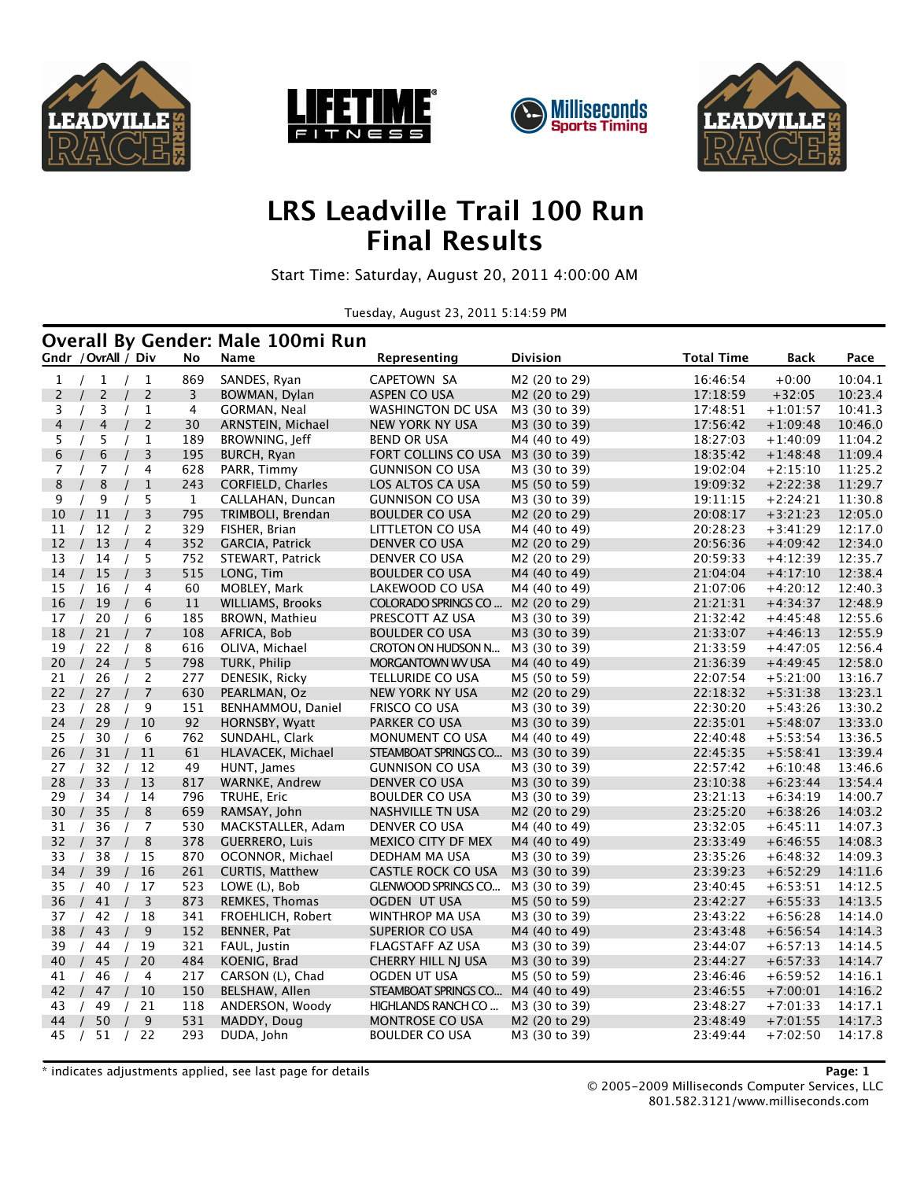# LRS Leadville Trail 100 Run
# Final Results

Start Time: Saturday, August 20, 2011 4:00:00 AM

Tuesday, August 23, 2011 5:14:59 PM

## Overall By Gender: Male 100mi Run

| Gndr / OvrAll / Div | No | Name | Representing | Division | Total Time | Back | Pace |
|---|---|---|---|---|---|---|---|
| 1 / 1 / 1 | 869 | SANDES, Ryan | CAPETOWN SA | M2 (20 to 29) | 16:46:54 | +0:00 | 10:04.1 |
| 2 / 2 / 2 | 3 | BOWMAN, Dylan | ASPEN CO USA | M2 (20 to 29) | 17:18:59 | +32:05 | 10:23.4 |
| 3 / 3 / 1 | 4 | GORMAN, Neal | WASHINGTON DC USA | M3 (30 to 39) | 17:48:51 | +1:01:57 | 10:41.3 |
| 4 / 4 / 2 | 30 | ARNSTEIN, Michael | NEW YORK NY USA | M3 (30 to 39) | 17:56:42 | +1:09:48 | 10:46.0 |
| 5 / 5 / 1 | 189 | BROWNING, Jeff | BEND OR USA | M4 (40 to 49) | 18:27:03 | +1:40:09 | 11:04.2 |
| 6 / 6 / 3 | 195 | BURCH, Ryan | FORT COLLINS CO USA | M3 (30 to 39) | 18:35:42 | +1:48:48 | 11:09.4 |
| 7 / 7 / 4 | 628 | PARR, Timmy | GUNNISON CO USA | M3 (30 to 39) | 19:02:04 | +2:15:10 | 11:25.2 |
| 8 / 8 / 1 | 243 | CORFIELD, Charles | LOS ALTOS CA USA | M5 (50 to 59) | 19:09:32 | +2:22:38 | 11:29.7 |
| 9 / 9 / 5 | 1 | CALLAHAN, Duncan | GUNNISON CO USA | M3 (30 to 39) | 19:11:15 | +2:24:21 | 11:30.8 |
| 10 / 11 / 3 | 795 | TRIMBOLI, Brendan | BOULDER CO USA | M2 (20 to 29) | 20:08:17 | +3:21:23 | 12:05.0 |
| 11 / 12 / 2 | 329 | FISHER, Brian | LITTLETON CO USA | M4 (40 to 49) | 20:28:23 | +3:41:29 | 12:17.0 |
| 12 / 13 / 4 | 352 | GARCIA, Patrick | DENVER CO USA | M2 (20 to 29) | 20:56:36 | +4:09:42 | 12:34.0 |
| 13 / 14 / 5 | 752 | STEWART, Patrick | DENVER CO USA | M2 (20 to 29) | 20:59:33 | +4:12:39 | 12:35.7 |
| 14 / 15 / 3 | 515 | LONG, Tim | BOULDER CO USA | M4 (40 to 49) | 21:04:04 | +4:17:10 | 12:38.4 |
| 15 / 16 / 4 | 60 | MOBLEY, Mark | LAKEWOOD CO USA | M4 (40 to 49) | 21:07:06 | +4:20:12 | 12:40.3 |
| 16 / 19 / 6 | 11 | WILLIAMS, Brooks | COLORADO SPRINGS CO ... | M2 (20 to 29) | 21:21:31 | +4:34:37 | 12:48.9 |
| 17 / 20 / 6 | 185 | BROWN, Mathieu | PRESCOTT AZ USA | M3 (30 to 39) | 21:32:42 | +4:45:48 | 12:55.6 |
| 18 / 21 / 7 | 108 | AFRICA, Bob | BOULDER CO USA | M3 (30 to 39) | 21:33:07 | +4:46:13 | 12:55.9 |
| 19 / 22 / 8 | 616 | OLIVA, Michael | CROTON ON HUDSON N... | M3 (30 to 39) | 21:33:59 | +4:47:05 | 12:56.4 |
| 20 / 24 / 5 | 798 | TURK, Philip | MORGANTOWN WV USA | M4 (40 to 49) | 21:36:39 | +4:49:45 | 12:58.0 |
| 21 / 26 / 2 | 277 | DENESIK, Ricky | TELLURIDE CO USA | M5 (50 to 59) | 22:07:54 | +5:21:00 | 13:16.7 |
| 22 / 27 / 7 | 630 | PEARLMAN, Oz | NEW YORK NY USA | M2 (20 to 29) | 22:18:32 | +5:31:38 | 13:23.1 |
| 23 / 28 / 9 | 151 | BENHAMMOU, Daniel | FRISCO CO USA | M3 (30 to 39) | 22:30:20 | +5:43:26 | 13:30.2 |
| 24 / 29 / 10 | 92 | HORNSBY, Wyatt | PARKER CO USA | M3 (30 to 39) | 22:35:01 | +5:48:07 | 13:33.0 |
| 25 / 30 / 6 | 762 | SUNDAHL, Clark | MONUMENT CO USA | M4 (40 to 49) | 22:40:48 | +5:53:54 | 13:36.5 |
| 26 / 31 / 11 | 61 | HLAVACEK, Michael | STEAMBOAT SPRINGS CO... | M3 (30 to 39) | 22:45:35 | +5:58:41 | 13:39.4 |
| 27 / 32 / 12 | 49 | HUNT, James | GUNNISON CO USA | M3 (30 to 39) | 22:57:42 | +6:10:48 | 13:46.6 |
| 28 / 33 / 13 | 817 | WARNKE, Andrew | DENVER CO USA | M3 (30 to 39) | 23:10:38 | +6:23:44 | 13:54.4 |
| 29 / 34 / 14 | 796 | TRUHE, Eric | BOULDER CO USA | M3 (30 to 39) | 23:21:13 | +6:34:19 | 14:00.7 |
| 30 / 35 / 8 | 659 | RAMSAY, John | NASHVILLE TN USA | M2 (20 to 29) | 23:25:20 | +6:38:26 | 14:03.2 |
| 31 / 36 / 7 | 530 | MACKSTALLER, Adam | DENVER CO USA | M4 (40 to 49) | 23:32:05 | +6:45:11 | 14:07.3 |
| 32 / 37 / 8 | 378 | GUERRERO, Luis | MEXICO CITY DF MEX | M4 (40 to 49) | 23:33:49 | +6:46:55 | 14:08.3 |
| 33 / 38 / 15 | 870 | OCONNOR, Michael | DEDHAM MA USA | M3 (30 to 39) | 23:35:26 | +6:48:32 | 14:09.3 |
| 34 / 39 / 16 | 261 | CURTIS, Matthew | CASTLE ROCK CO USA | M3 (30 to 39) | 23:39:23 | +6:52:29 | 14:11.6 |
| 35 / 40 / 17 | 523 | LOWE (L), Bob | GLENWOOD SPRINGS CO... | M3 (30 to 39) | 23:40:45 | +6:53:51 | 14:12.5 |
| 36 / 41 / 3 | 873 | REMKES, Thomas | OGDEN UT USA | M5 (50 to 59) | 23:42:27 | +6:55:33 | 14:13.5 |
| 37 / 42 / 18 | 341 | FROEHLICH, Robert | WINTHROP MA USA | M3 (30 to 39) | 23:43:22 | +6:56:28 | 14:14.0 |
| 38 / 43 / 9 | 152 | BENNER, Pat | SUPERIOR CO USA | M4 (40 to 49) | 23:43:48 | +6:56:54 | 14:14.3 |
| 39 / 44 / 19 | 321 | FAUL, Justin | FLAGSTAFF AZ USA | M3 (30 to 39) | 23:44:07 | +6:57:13 | 14:14.5 |
| 40 / 45 / 20 | 484 | KOENIG, Brad | CHERRY HILL NJ USA | M3 (30 to 39) | 23:44:27 | +6:57:33 | 14:14.7 |
| 41 / 46 / 4 | 217 | CARSON (L), Chad | OGDEN UT USA | M5 (50 to 59) | 23:46:46 | +6:59:52 | 14:16.1 |
| 42 / 47 / 10 | 150 | BELSHAW, Allen | STEAMBOAT SPRINGS CO... | M4 (40 to 49) | 23:46:55 | +7:00:01 | 14:16.2 |
| 43 / 49 / 21 | 118 | ANDERSON, Woody | HIGHLANDS RANCH CO ... | M3 (30 to 39) | 23:48:27 | +7:01:33 | 14:17.1 |
| 44 / 50 / 9 | 531 | MADDY, Doug | MONTROSE CO USA | M2 (20 to 29) | 23:48:49 | +7:01:55 | 14:17.3 |
| 45 / 51 / 22 | 293 | DUDA, John | BOULDER CO USA | M3 (30 to 39) | 23:49:44 | +7:02:50 | 14:17.8 |

* indicates adjustments applied, see last page for details

© 2005-2009 Milliseconds Computer Services, LLC
801.582.3121/www.milliseconds.com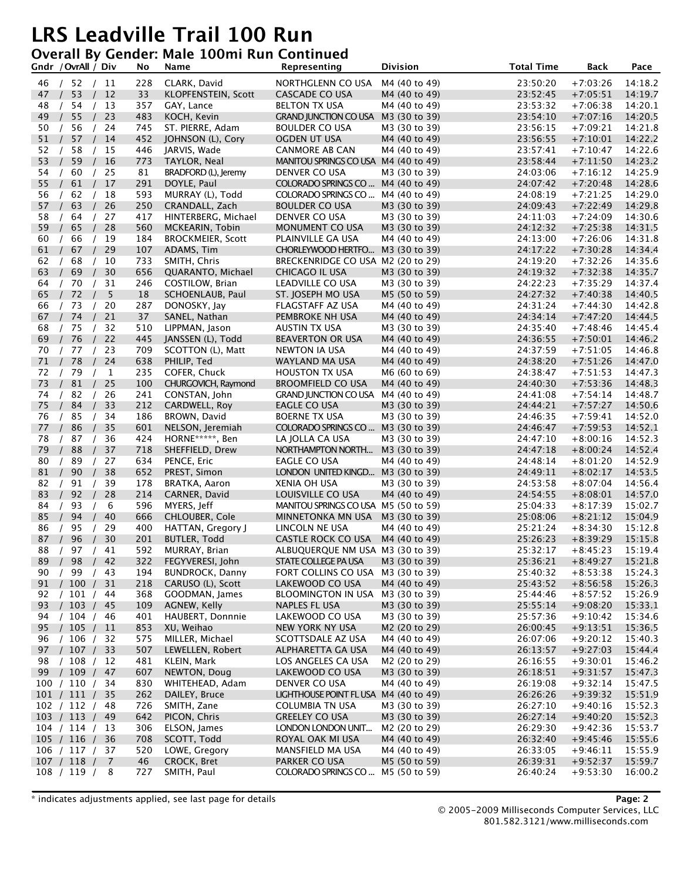# LRS Leadville Trail 100 Run

## Overall By Gender: Male 100mi Run Continued

| Gndr / OvrAll / Div | No | Name | Representing | Division | Total Time | Back | Pace |
|---|---|---|---|---|---|---|---|
| 46 / 52 / 11 | 228 | CLARK, David | NORTHGLENN CO USA | M4 (40 to 49) | 23:50:20 | +7:03:26 | 14:18.2 |
| 47 / 53 / 12 | 33 | KLOPFENSTEIN, Scott | CASCADE CO USA | M4 (40 to 49) | 23:52:45 | +7:05:51 | 14:19.7 |
| 48 / 54 / 13 | 357 | GAY, Lance | BELTON TX USA | M4 (40 to 49) | 23:53:32 | +7:06:38 | 14:20.1 |
| 49 / 55 / 23 | 483 | KOCH, Kevin | GRAND JUNCTION CO USA | M3 (30 to 39) | 23:54:10 | +7:07:16 | 14:20.5 |
| 50 / 56 / 24 | 745 | ST. PIERRE, Adam | BOULDER CO USA | M3 (30 to 39) | 23:56:15 | +7:09:21 | 14:21.8 |
| 51 / 57 / 14 | 452 | JOHNSON (L), Cory | OGDEN UT USA | M4 (40 to 49) | 23:56:55 | +7:10:01 | 14:22.2 |
| 52 / 58 / 15 | 446 | JARVIS, Wade | CANMORE AB CAN | M4 (40 to 49) | 23:57:41 | +7:10:47 | 14:22.6 |
| 53 / 59 / 16 | 773 | TAYLOR, Neal | MANITOU SPRINGS CO USA | M4 (40 to 49) | 23:58:44 | +7:11:50 | 14:23.2 |
| 54 / 60 / 25 | 81 | BRADFORD (L), Jeremy | DENVER CO USA | M3 (30 to 39) | 24:03:06 | +7:16:12 | 14:25.9 |
| 55 / 61 / 17 | 291 | DOYLE, Paul | COLORADO SPRINGS CO ... | M4 (40 to 49) | 24:07:42 | +7:20:48 | 14:28.6 |
| 56 / 62 / 18 | 593 | MURRAY (L), Todd | COLORADO SPRINGS CO ... | M4 (40 to 49) | 24:08:19 | +7:21:25 | 14:29.0 |
| 57 / 63 / 26 | 250 | CRANDALL, Zach | BOULDER CO USA | M3 (30 to 39) | 24:09:43 | +7:22:49 | 14:29.8 |
| 58 / 64 / 27 | 417 | HINTERBERG, Michael | DENVER CO USA | M3 (30 to 39) | 24:11:03 | +7:24:09 | 14:30.6 |
| 59 / 65 / 28 | 560 | MCKEARIN, Tobin | MONUMENT CO USA | M3 (30 to 39) | 24:12:32 | +7:25:38 | 14:31.5 |
| 60 / 66 / 19 | 184 | BROCKMEIER, Scott | PLAINVILLE GA USA | M4 (40 to 49) | 24:13:00 | +7:26:06 | 14:31.8 |
| 61 / 67 / 29 | 107 | ADAMS, Tim | CHORLEYWOOD HERTFO... | M3 (30 to 39) | 24:17:22 | +7:30:28 | 14:34.4 |
| 62 / 68 / 10 | 733 | SMITH, Chris | BRECKENRIDGE CO USA | M2 (20 to 29) | 24:19:20 | +7:32:26 | 14:35.6 |
| 63 / 69 / 30 | 656 | QUARANTO, Michael | CHICAGO IL USA | M3 (30 to 39) | 24:19:32 | +7:32:38 | 14:35.7 |
| 64 / 70 / 31 | 246 | COSTILOW, Brian | LEADVILLE CO USA | M3 (30 to 39) | 24:22:23 | +7:35:29 | 14:37.4 |
| 65 / 72 / 5 | 18 | SCHOENLAUB, Paul | ST. JOSEPH MO USA | M5 (50 to 59) | 24:27:32 | +7:40:38 | 14:40.5 |
| 66 / 73 / 20 | 287 | DONOSKY, Jay | FLAGSTAFF AZ USA | M4 (40 to 49) | 24:31:24 | +7:44:30 | 14:42.8 |
| 67 / 74 / 21 | 37 | SANEL, Nathan | PEMBROKE NH USA | M4 (40 to 49) | 24:34:14 | +7:47:20 | 14:44.5 |
| 68 / 75 / 32 | 510 | LIPPMAN, Jason | AUSTIN TX USA | M3 (30 to 39) | 24:35:40 | +7:48:46 | 14:45.4 |
| 69 / 76 / 22 | 445 | JANSSEN (L), Todd | BEAVERTON OR USA | M4 (40 to 49) | 24:36:55 | +7:50:01 | 14:46.2 |
| 70 / 77 / 23 | 709 | SCOTTON (L), Matt | NEWTON IA USA | M4 (40 to 49) | 24:37:59 | +7:51:05 | 14:46.8 |
| 71 / 78 / 24 | 638 | PHILIP, Ted | WAYLAND MA USA | M4 (40 to 49) | 24:38:20 | +7:51:26 | 14:47.0 |
| 72 / 79 / 1 | 235 | COFER, Chuck | HOUSTON TX USA | M6 (60 to 69) | 24:38:47 | +7:51:53 | 14:47.3 |
| 73 / 81 / 25 | 100 | CHURGOVICH, Raymond | BROOMFIELD CO USA | M4 (40 to 49) | 24:40:30 | +7:53:36 | 14:48.3 |
| 74 / 82 / 26 | 241 | CONSTAN, John | GRAND JUNCTION CO USA | M4 (40 to 49) | 24:41:08 | +7:54:14 | 14:48.7 |
| 75 / 84 / 33 | 212 | CARDWELL, Roy | EAGLE CO USA | M3 (30 to 39) | 24:44:21 | +7:57:27 | 14:50.6 |
| 76 / 85 / 34 | 186 | BROWN, David | BOERNE TX USA | M3 (30 to 39) | 24:46:35 | +7:59:41 | 14:52.0 |
| 77 / 86 / 35 | 601 | NELSON, Jeremiah | COLORADO SPRINGS CO ... | M3 (30 to 39) | 24:46:47 | +7:59:53 | 14:52.1 |
| 78 / 87 / 36 | 424 | HORNE*****, Ben | LA JOLLA CA USA | M3 (30 to 39) | 24:47:10 | +8:00:16 | 14:52.3 |
| 79 / 88 / 37 | 718 | SHEFFIELD, Drew | NORTHAMPTON NORTH... | M3 (30 to 39) | 24:47:18 | +8:00:24 | 14:52.4 |
| 80 / 89 / 27 | 634 | PENCE, Eric | EAGLE CO USA | M4 (40 to 49) | 24:48:14 | +8:01:20 | 14:52.9 |
| 81 / 90 / 38 | 652 | PREST, Simon | LONDON UNITED KINGD... | M3 (30 to 39) | 24:49:11 | +8:02:17 | 14:53.5 |
| 82 / 91 / 39 | 178 | BRATKA, Aaron | XENIA OH USA | M3 (30 to 39) | 24:53:58 | +8:07:04 | 14:56.4 |
| 83 / 92 / 28 | 214 | CARNER, David | LOUISVILLE CO USA | M4 (40 to 49) | 24:54:55 | +8:08:01 | 14:57.0 |
| 84 / 93 / 6 | 596 | MYERS, Jeff | MANITOU SPRINGS CO USA | M5 (50 to 59) | 25:04:33 | +8:17:39 | 15:02.7 |
| 85 / 94 / 40 | 666 | CHLOUBER, Cole | MINNETONKA MN USA | M3 (30 to 39) | 25:08:06 | +8:21:12 | 15:04.9 |
| 86 / 95 / 29 | 400 | HATTAN, Gregory J | LINCOLN NE USA | M4 (40 to 49) | 25:21:24 | +8:34:30 | 15:12.8 |
| 87 / 96 / 30 | 201 | BUTLER, Todd | CASTLE ROCK CO USA | M4 (40 to 49) | 25:26:23 | +8:39:29 | 15:15.8 |
| 88 / 97 / 41 | 592 | MURRAY, Brian | ALBUQUERQUE NM USA | M3 (30 to 39) | 25:32:17 | +8:45:23 | 15:19.4 |
| 89 / 98 / 42 | 322 | FEGYVERESI, John | STATE COLLEGE PA USA | M3 (30 to 39) | 25:36:21 | +8:49:27 | 15:21.8 |
| 90 / 99 / 43 | 194 | BUNDROCK, Danny | FORT COLLINS CO USA | M3 (30 to 39) | 25:40:32 | +8:53:38 | 15:24.3 |
| 91 / 100 / 31 | 218 | CARUSO (L), Scott | LAKEWOOD CO USA | M4 (40 to 49) | 25:43:52 | +8:56:58 | 15:26.3 |
| 92 / 101 / 44 | 368 | GOODMAN, James | BLOOMINGTON IN USA | M3 (30 to 39) | 25:44:46 | +8:57:52 | 15:26.9 |
| 93 / 103 / 45 | 109 | AGNEW, Kelly | NAPLES FL USA | M3 (30 to 39) | 25:55:14 | +9:08:20 | 15:33.1 |
| 94 / 104 / 46 | 401 | HAUBERT, Donnnie | LAKEWOOD CO USA | M3 (30 to 39) | 25:57:36 | +9:10:42 | 15:34.6 |
| 95 / 105 / 11 | 853 | XU, Weihao | NEW YORK NY USA | M2 (20 to 29) | 26:00:45 | +9:13:51 | 15:36.5 |
| 96 / 106 / 32 | 575 | MILLER, Michael | SCOTTSDALE AZ USA | M4 (40 to 49) | 26:07:06 | +9:20:12 | 15:40.3 |
| 97 / 107 / 33 | 507 | LEWELLEN, Robert | ALPHARETTA GA USA | M4 (40 to 49) | 26:13:57 | +9:27:03 | 15:44.4 |
| 98 / 108 / 12 | 481 | KLEIN, Mark | LOS ANGELES CA USA | M2 (20 to 29) | 26:16:55 | +9:30:01 | 15:46.2 |
| 99 / 109 / 47 | 607 | NEWTON, Doug | LAKEWOOD CO USA | M3 (30 to 39) | 26:18:51 | +9:31:57 | 15:47.3 |
| 100 / 110 / 34 | 830 | WHITEHEAD, Adam | DENVER CO USA | M4 (40 to 49) | 26:19:08 | +9:32:14 | 15:47.5 |
| 101 / 111 / 35 | 262 | DAILEY, Bruce | LIGHTHOUSE POINT FL USA | M4 (40 to 49) | 26:26:26 | +9:39:32 | 15:51.9 |
| 102 / 112 / 48 | 726 | SMITH, Zane | COLUMBIA TN USA | M3 (30 to 39) | 26:27:10 | +9:40:16 | 15:52.3 |
| 103 / 113 / 49 | 642 | PICON, Chris | GREELEY CO USA | M3 (30 to 39) | 26:27:14 | +9:40:20 | 15:52.3 |
| 104 / 114 / 13 | 306 | ELSON, James | LONDON LONDON UNIT... | M2 (20 to 29) | 26:29:30 | +9:42:36 | 15:53.7 |
| 105 / 116 / 36 | 708 | SCOTT, Todd | ROYAL OAK MI USA | M4 (40 to 49) | 26:32:40 | +9:45:46 | 15:55.6 |
| 106 / 117 / 37 | 520 | LOWE, Gregory | MANSFIELD MA USA | M4 (40 to 49) | 26:33:05 | +9:46:11 | 15:55.9 |
| 107 / 118 / 7 | 46 | CROCK, Bret | PARKER CO USA | M5 (50 to 59) | 26:39:31 | +9:52:37 | 15:59.7 |
| 108 / 119 / 8 | 727 | SMITH, Paul | COLORADO SPRINGS CO ... | M5 (50 to 59) | 26:40:24 | +9:53:30 | 16:00.2 |

* indicates adjustments applied, see last page for details

© 2005-2009 Milliseconds Computer Services, LLC
801.582.3121/www.milliseconds.com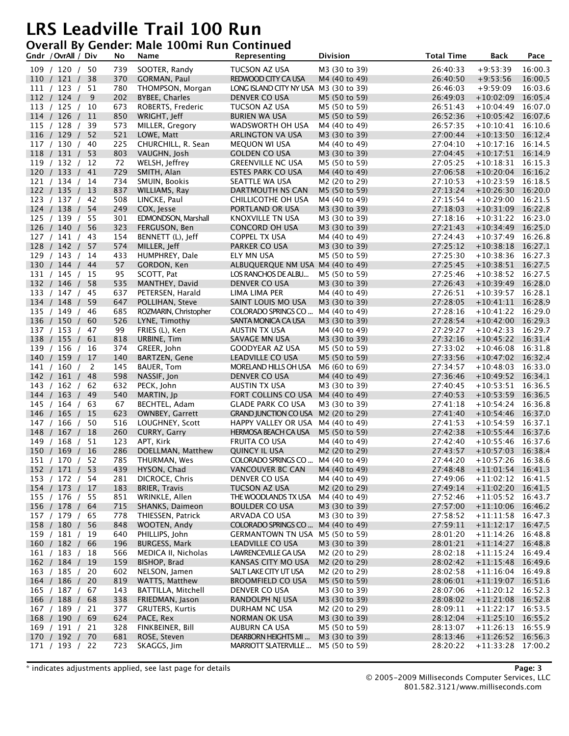# LRS Leadville Trail 100 Run

## Overall By Gender: Male 100mi Run Continued

| Gndr / OvrAll / Div | No | Name | Representing | Division | Total Time | Back | Pace |
|---|---|---|---|---|---|---|---|
| 109 / 120 / 50 | 739 | SOOTER, Randy | TUCSON AZ USA | M3 (30 to 39) | 26:40:33 | +9:53:39 | 16:00.3 |
| 110 / 121 / 38 | 370 | GORMAN, Paul | REDWOOD CITY CA USA | M4 (40 to 49) | 26:40:50 | +9:53:56 | 16:00.5 |
| 111 / 123 / 51 | 780 | THOMPSON, Morgan | LONG ISLAND CITY NY USA | M3 (30 to 39) | 26:46:03 | +9:59:09 | 16:03.6 |
| 112 / 124 / 9 | 202 | BYBEE, Charles | DENVER CO USA | M5 (50 to 59) | 26:49:03 | +10:02:09 | 16:05.4 |
| 113 / 125 / 10 | 673 | ROBERTS, Frederic | TUCSON AZ USA | M5 (50 to 59) | 26:51:43 | +10:04:49 | 16:07.0 |
| 114 / 126 / 11 | 850 | WRIGHT, Jeff | BURIEN WA USA | M5 (50 to 59) | 26:52:36 | +10:05:42 | 16:07.6 |
| 115 / 128 / 39 | 573 | MILLER, Gregory | WADSWORTH OH USA | M4 (40 to 49) | 26:57:35 | +10:10:41 | 16:10.6 |
| 116 / 129 / 52 | 521 | LOWE, Matt | ARLINGTON VA USA | M3 (30 to 39) | 27:00:44 | +10:13:50 | 16:12.4 |
| 117 / 130 / 40 | 225 | CHURCHILL, R. Sean | MEQUON WI USA | M4 (40 to 49) | 27:04:10 | +10:17:16 | 16:14.5 |
| 118 / 131 / 53 | 803 | VAUGHN, Josh | GOLDEN CO USA | M3 (30 to 39) | 27:04:45 | +10:17:51 | 16:14.9 |
| 119 / 132 / 12 | 72 | WELSH, Jeffrey | GREENVILLE NC USA | M5 (50 to 59) | 27:05:25 | +10:18:31 | 16:15.3 |
| 120 / 133 / 41 | 729 | SMITH, Alan | ESTES PARK CO USA | M4 (40 to 49) | 27:06:58 | +10:20:04 | 16:16.2 |
| 121 / 134 / 14 | 734 | SMUIN, Bookis | SEATTLE WA USA | M2 (20 to 29) | 27:10:53 | +10:23:59 | 16:18.5 |
| 122 / 135 / 13 | 837 | WILLIAMS, Ray | DARTMOUTH NS CAN | M5 (50 to 59) | 27:13:24 | +10:26:30 | 16:20.0 |
| 123 / 137 / 42 | 508 | LINCKE, Paul | CHILLICOTHE OH USA | M4 (40 to 49) | 27:15:54 | +10:29:00 | 16:21.5 |
| 124 / 138 / 54 | 249 | COX, Jesse | PORTLAND OR USA | M3 (30 to 39) | 27:18:03 | +10:31:09 | 16:22.8 |
| 125 / 139 / 55 | 301 | EDMONDSON, Marshall | KNOXVILLE TN USA | M3 (30 to 39) | 27:18:16 | +10:31:22 | 16:23.0 |
| 126 / 140 / 56 | 323 | FERGUSON, Ben | CONCORD OH USA | M3 (30 to 39) | 27:21:43 | +10:34:49 | 16:25.0 |
| 127 / 141 / 43 | 154 | BENNETT (L), Jeff | COPPEL TX USA | M4 (40 to 49) | 27:24:43 | +10:37:49 | 16:26.8 |
| 128 / 142 / 57 | 574 | MILLER, Jeff | PARKER CO USA | M3 (30 to 39) | 27:25:12 | +10:38:18 | 16:27.1 |
| 129 / 143 / 14 | 433 | HUMPHREY, Dale | ELY MN USA | M5 (50 to 59) | 27:25:30 | +10:38:36 | 16:27.3 |
| 130 / 144 / 44 | 57 | GORDON, Ken | ALBUQUERQUE NM USA | M4 (40 to 49) | 27:25:45 | +10:38:51 | 16:27.5 |
| 131 / 145 / 15 | 95 | SCOTT, Pat | LOS RANCHOS DE ALBU... | M5 (50 to 59) | 27:25:46 | +10:38:52 | 16:27.5 |
| 132 / 146 / 58 | 535 | MANTHEY, David | DENVER CO USA | M3 (30 to 39) | 27:26:43 | +10:39:49 | 16:28.0 |
| 133 / 147 / 45 | 637 | PETERSEN, Harald | LIMA LIMA PER | M4 (40 to 49) | 27:26:51 | +10:39:57 | 16:28.1 |
| 134 / 148 / 59 | 647 | POLLIHAN, Steve | SAINT LOUIS MO USA | M3 (30 to 39) | 27:28:05 | +10:41:11 | 16:28.9 |
| 135 / 149 / 46 | 685 | ROZMARIN, Christopher | COLORADO SPRINGS CO ... | M4 (40 to 49) | 27:28:16 | +10:41:22 | 16:29.0 |
| 136 / 150 / 60 | 526 | LYNE, Timothy | SANTA MONICA CA USA | M3 (30 to 39) | 27:28:54 | +10:42:00 | 16:29.3 |
| 137 / 153 / 47 | 99 | FRIES (L), Ken | AUSTIN TX USA | M4 (40 to 49) | 27:29:27 | +10:42:33 | 16:29.7 |
| 138 / 155 / 61 | 818 | URBINE, Tim | SAVAGE MN USA | M3 (30 to 39) | 27:32:16 | +10:45:22 | 16:31.4 |
| 139 / 156 / 16 | 374 | GREER, John | GOODYEAR AZ USA | M5 (50 to 59) | 27:33:02 | +10:46:08 | 16:31.8 |
| 140 / 159 / 17 | 140 | BARTZEN, Gene | LEADVILLE CO USA | M5 (50 to 59) | 27:33:56 | +10:47:02 | 16:32.4 |
| 141 / 160 / 2 | 145 | BAUER, Tom | MORELAND HILLS OH USA | M6 (60 to 69) | 27:34:57 | +10:48:03 | 16:33.0 |
| 142 / 161 / 48 | 598 | NASSIF, Jon | DENVER CO USA | M4 (40 to 49) | 27:36:46 | +10:49:52 | 16:34.1 |
| 143 / 162 / 62 | 632 | PECK, John | AUSTIN TX USA | M3 (30 to 39) | 27:40:45 | +10:53:51 | 16:36.5 |
| 144 / 163 / 49 | 540 | MARTIN, Jp | FORT COLLINS CO USA | M4 (40 to 49) | 27:40:53 | +10:53:59 | 16:36.5 |
| 145 / 164 / 63 | 67 | BECHTEL, Adam | GLADE PARK CO USA | M3 (30 to 39) | 27:41:18 | +10:54:24 | 16:36.8 |
| 146 / 165 / 15 | 623 | OWNBEY, Garrett | GRAND JUNCTION CO USA | M2 (20 to 29) | 27:41:40 | +10:54:46 | 16:37.0 |
| 147 / 166 / 50 | 516 | LOUGHNEY, Scott | HAPPY VALLEY OR USA | M4 (40 to 49) | 27:41:53 | +10:54:59 | 16:37.1 |
| 148 / 167 / 18 | 260 | CURRY, Garry | HERMOSA BEACH CA USA | M5 (50 to 59) | 27:42:38 | +10:55:44 | 16:37.6 |
| 149 / 168 / 51 | 123 | APT, Kirk | FRUITA CO USA | M4 (40 to 49) | 27:42:40 | +10:55:46 | 16:37.6 |
| 150 / 169 / 16 | 286 | DOELLMAN, Matthew | QUINCY IL USA | M2 (20 to 29) | 27:43:57 | +10:57:03 | 16:38.4 |
| 151 / 170 / 52 | 785 | THURMAN, Wes | COLORADO SPRINGS CO ... | M4 (40 to 49) | 27:44:20 | +10:57:26 | 16:38.6 |
| 152 / 171 / 53 | 439 | HYSON, Chad | VANCOUVER BC CAN | M4 (40 to 49) | 27:48:48 | +11:01:54 | 16:41.3 |
| 153 / 172 / 54 | 281 | DICROCE, Chris | DENVER CO USA | M4 (40 to 49) | 27:49:06 | +11:02:12 | 16:41.5 |
| 154 / 173 / 17 | 183 | BRIER, Travis | TUCSON AZ USA | M2 (20 to 29) | 27:49:14 | +11:02:20 | 16:41.5 |
| 155 / 176 / 55 | 851 | WRINKLE, Allen | THE WOODLANDS TX USA | M4 (40 to 49) | 27:52:46 | +11:05:52 | 16:43.7 |
| 156 / 178 / 64 | 715 | SHANKS, Daimeon | BOULDER CO USA | M3 (30 to 39) | 27:57:00 | +11:10:06 | 16:46.2 |
| 157 / 179 / 65 | 778 | THIESSEN, Patrick | ARVADA CO USA | M3 (30 to 39) | 27:58:52 | +11:11:58 | 16:47.3 |
| 158 / 180 / 56 | 848 | WOOTEN, Andy | COLORADO SPRINGS CO ... | M4 (40 to 49) | 27:59:11 | +11:12:17 | 16:47.5 |
| 159 / 181 / 19 | 640 | PHILLIPS, John | GERMANTOWN TN USA | M5 (50 to 59) | 28:01:20 | +11:14:26 | 16:48.8 |
| 160 / 182 / 66 | 196 | BURGESS, Mark | LEADVILLE CO USA | M3 (30 to 39) | 28:01:21 | +11:14:27 | 16:48.8 |
| 161 / 183 / 18 | 566 | MEDICA II, Nicholas | LAWRENCEVILLE GA USA | M2 (20 to 29) | 28:02:18 | +11:15:24 | 16:49.4 |
| 162 / 184 / 19 | 159 | BISHOP, Brad | KANSAS CITY MO USA | M2 (20 to 29) | 28:02:42 | +11:15:48 | 16:49.6 |
| 163 / 185 / 20 | 602 | NELSON, Jamen | SALT LAKE CITY UT USA | M2 (20 to 29) | 28:02:58 | +11:16:04 | 16:49.8 |
| 164 / 186 / 20 | 819 | WATTS, Matthew | BROOMFIELD CO USA | M5 (50 to 59) | 28:06:01 | +11:19:07 | 16:51.6 |
| 165 / 187 / 67 | 143 | BATTILLA, Mitchell | DENVER CO USA | M3 (30 to 39) | 28:07:06 | +11:20:12 | 16:52.3 |
| 166 / 188 / 68 | 338 | FRIEDMAN, Jason | RANDOLPH NJ USA | M3 (30 to 39) | 28:08:02 | +11:21:08 | 16:52.8 |
| 167 / 189 / 21 | 377 | GRUTERS, Kurtis | DURHAM NC USA | M2 (20 to 29) | 28:09:11 | +11:22:17 | 16:53.5 |
| 168 / 190 / 69 | 624 | PACE, Rex | NORMAN OK USA | M3 (30 to 39) | 28:12:04 | +11:25:10 | 16:55.2 |
| 169 / 191 / 21 | 328 | FINKBEINER, Bill | AUBURN CA USA | M5 (50 to 59) | 28:13:07 | +11:26:13 | 16:55.9 |
| 170 / 192 / 70 | 681 | ROSE, Steven | DEARBORN HEIGHTS MI ... | M3 (30 to 39) | 28:13:46 | +11:26:52 | 16:56.3 |
| 171 / 193 / 22 | 723 | SKAGGS, Jim | MARRIOTT SLATERVILLE ... | M5 (50 to 59) | 28:20:22 | +11:33:28 | 17:00.2 |

* indicates adjustments applied, see last page for details

© 2005-2009 Milliseconds Computer Services, LLC
801.582.3121/www.milliseconds.com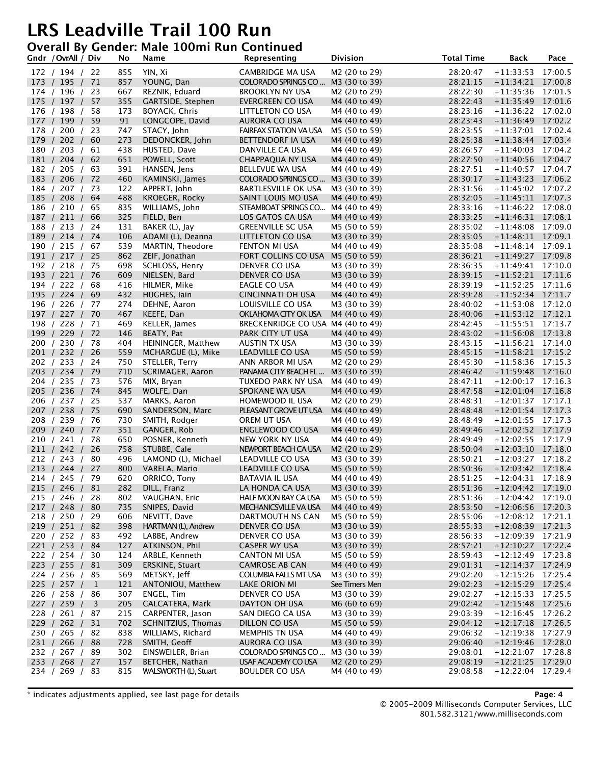# LRS Leadville Trail 100 Run

## Overall By Gender: Male 100mi Run Continued

| Gndr / OvrAll / Div | No | Name | Representing | Division | Total Time | Back | Pace |
|---|---|---|---|---|---|---|---|
| 172 / 194 / 22 | 855 | YIN, Xi | CAMBRIDGE MA USA | M2 (20 to 29) | 28:20:47 | +11:33:53 | 17:00.5 |
| 173 / 195 / 71 | 857 | YOUNG, Dan | COLORADO SPRINGS CO ... | M3 (30 to 39) | 28:21:15 | +11:34:21 | 17:00.8 |
| 174 / 196 / 23 | 667 | REZNIK, Eduard | BROOKLYN NY USA | M2 (20 to 29) | 28:22:30 | +11:35:36 | 17:01.5 |
| 175 / 197 / 57 | 355 | GARTSIDE, Stephen | EVERGREEN CO USA | M4 (40 to 49) | 28:22:43 | +11:35:49 | 17:01.6 |
| 176 / 198 / 58 | 173 | BOYACK, Chris | LITTLETON CO USA | M4 (40 to 49) | 28:23:16 | +11:36:22 | 17:02.0 |
| 177 / 199 / 59 | 91 | LONGCOPE, David | AURORA CO USA | M4 (40 to 49) | 28:23:43 | +11:36:49 | 17:02.2 |
| 178 / 200 / 23 | 747 | STACY, John | FAIRFAX STATION VA USA | M5 (50 to 59) | 28:23:55 | +11:37:01 | 17:02.4 |
| 179 / 202 / 60 | 273 | DEDONCKER, John | BETTENDORF IA USA | M4 (40 to 49) | 28:25:38 | +11:38:44 | 17:03.4 |
| 180 / 203 / 61 | 438 | HUSTED, Dave | DANVILLE CA USA | M4 (40 to 49) | 28:26:57 | +11:40:03 | 17:04.2 |
| 181 / 204 / 62 | 651 | POWELL, Scott | CHAPPAQUA NY USA | M4 (40 to 49) | 28:27:50 | +11:40:56 | 17:04.7 |
| 182 / 205 / 63 | 391 | HANSEN, Jens | BELLEVUE WA USA | M4 (40 to 49) | 28:27:51 | +11:40:57 | 17:04.7 |
| 183 / 206 / 72 | 460 | KAMINSKI, James | COLORADO SPRINGS CO ... | M3 (30 to 39) | 28:30:17 | +11:43:23 | 17:06.2 |
| 184 / 207 / 73 | 122 | APPERT, John | BARTLESVILLE OK USA | M3 (30 to 39) | 28:31:56 | +11:45:02 | 17:07.2 |
| 185 / 208 / 64 | 488 | KROEGER, Rocky | SAINT LOUIS MO USA | M4 (40 to 49) | 28:32:05 | +11:45:11 | 17:07.3 |
| 186 / 210 / 65 | 835 | WILLIAMS, John | STEAMBOAT SPRINGS CO... | M4 (40 to 49) | 28:33:16 | +11:46:22 | 17:08.0 |
| 187 / 211 / 66 | 325 | FIELD, Ben | LOS GATOS CA USA | M4 (40 to 49) | 28:33:25 | +11:46:31 | 17:08.1 |
| 188 / 213 / 24 | 131 | BAKER (L), Jay | GREENVILLE SC USA | M5 (50 to 59) | 28:35:02 | +11:48:08 | 17:09.0 |
| 189 / 214 / 74 | 106 | ADAMI (L), Deanna | LITTLETON CO USA | M3 (30 to 39) | 28:35:05 | +11:48:11 | 17:09.1 |
| 190 / 215 / 67 | 539 | MARTIN, Theodore | FENTON MI USA | M4 (40 to 49) | 28:35:08 | +11:48:14 | 17:09.1 |
| 191 / 217 / 25 | 862 | ZEIF, Jonathan | FORT COLLINS CO USA | M5 (50 to 59) | 28:36:21 | +11:49:27 | 17:09.8 |
| 192 / 218 / 75 | 698 | SCHLOSS, Henry | DENVER CO USA | M3 (30 to 39) | 28:36:35 | +11:49:41 | 17:10.0 |
| 193 / 221 / 76 | 609 | NIELSEN, Bard | DENVER CO USA | M3 (30 to 39) | 28:39:15 | +11:52:21 | 17:11.6 |
| 194 / 222 / 68 | 416 | HILMER, Mike | EAGLE CO USA | M4 (40 to 49) | 28:39:19 | +11:52:25 | 17:11.6 |
| 195 / 224 / 69 | 432 | HUGHES, Iain | CINCINNATI OH USA | M4 (40 to 49) | 28:39:28 | +11:52:34 | 17:11.7 |
| 196 / 226 / 77 | 274 | DEHNE, Aaron | LOUISVILLE CO USA | M3 (30 to 39) | 28:40:02 | +11:53:08 | 17:12.0 |
| 197 / 227 / 70 | 467 | KEEFE, Dan | OKLAHOMA CITY OK USA | M4 (40 to 49) | 28:40:06 | +11:53:12 | 17:12.1 |
| 198 / 228 / 71 | 469 | KELLER, James | BRECKENRIDGE CO USA | M4 (40 to 49) | 28:42:45 | +11:55:51 | 17:13.7 |
| 199 / 229 / 72 | 146 | BEATY, Pat | PARK CITY UT USA | M4 (40 to 49) | 28:43:02 | +11:56:08 | 17:13.8 |
| 200 / 230 / 78 | 404 | HEININGER, Matthew | AUSTIN TX USA | M3 (30 to 39) | 28:43:15 | +11:56:21 | 17:14.0 |
| 201 / 232 / 26 | 559 | MCHARGUE (L), Mike | LEADVILLE CO USA | M5 (50 to 59) | 28:45:15 | +11:58:21 | 17:15.2 |
| 202 / 233 / 24 | 750 | STELLER, Terry | ANN ARBOR MI USA | M2 (20 to 29) | 28:45:30 | +11:58:36 | 17:15.3 |
| 203 / 234 / 79 | 710 | SCRIMAGER, Aaron | PANAMA CITY BEACH FL ... | M3 (30 to 39) | 28:46:42 | +11:59:48 | 17:16.0 |
| 204 / 235 / 73 | 576 | MIX, Bryan | TUXEDO PARK NY USA | M4 (40 to 49) | 28:47:11 | +12:00:17 | 17:16.3 |
| 205 / 236 / 74 | 845 | WOLFE, Dan | SPOKANE WA USA | M4 (40 to 49) | 28:47:58 | +12:01:04 | 17:16.8 |
| 206 / 237 / 25 | 537 | MARKS, Aaron | HOMEWOOD IL USA | M2 (20 to 29) | 28:48:31 | +12:01:37 | 17:17.1 |
| 207 / 238 / 75 | 690 | SANDERSON, Marc | PLEASANT GROVE UT USA | M4 (40 to 49) | 28:48:48 | +12:01:54 | 17:17.3 |
| 208 / 239 / 76 | 730 | SMITH, Rodger | OREM UT USA | M4 (40 to 49) | 28:48:49 | +12:01:55 | 17:17.3 |
| 209 / 240 / 77 | 351 | GANGER, Rob | ENGLEWOOD CO USA | M4 (40 to 49) | 28:49:46 | +12:02:52 | 17:17.9 |
| 210 / 241 / 78 | 650 | POSNER, Kenneth | NEW YORK NY USA | M4 (40 to 49) | 28:49:49 | +12:02:55 | 17:17.9 |
| 211 / 242 / 26 | 758 | STUBBE, Cale | NEWPORT BEACH CA USA | M2 (20 to 29) | 28:50:04 | +12:03:10 | 17:18.0 |
| 212 / 243 / 80 | 496 | LAMOND (L), Michael | LEADVILLE CO USA | M3 (30 to 39) | 28:50:21 | +12:03:27 | 17:18.2 |
| 213 / 244 / 27 | 800 | VARELA, Mario | LEADVILLE CO USA | M5 (50 to 59) | 28:50:36 | +12:03:42 | 17:18.4 |
| 214 / 245 / 79 | 620 | ORRICO, Tony | BATAVIA IL USA | M4 (40 to 49) | 28:51:25 | +12:04:31 | 17:18.9 |
| 215 / 246 / 81 | 282 | DILL, Franz | LA HONDA CA USA | M3 (30 to 39) | 28:51:36 | +12:04:42 | 17:19.0 |
| 215 / 246 / 28 | 802 | VAUGHAN, Eric | HALF MOON BAY CA USA | M5 (50 to 59) | 28:51:36 | +12:04:42 | 17:19.0 |
| 217 / 248 / 80 | 735 | SNIPES, David | MECHANICSVILLE VA USA | M4 (40 to 49) | 28:53:50 | +12:06:56 | 17:20.3 |
| 218 / 250 / 29 | 606 | NEVITT, Dave | DARTMOUTH NS CAN | M5 (50 to 59) | 28:55:06 | +12:08:12 | 17:21.1 |
| 219 / 251 / 82 | 398 | HARTMAN (L), Andrew | DENVER CO USA | M3 (30 to 39) | 28:55:33 | +12:08:39 | 17:21.3 |
| 220 / 252 / 83 | 492 | LABBE, Andrew | DENVER CO USA | M3 (30 to 39) | 28:56:33 | +12:09:39 | 17:21.9 |
| 221 / 253 / 84 | 127 | ATKINSON, Phil | CASPER WY USA | M3 (30 to 39) | 28:57:21 | +12:10:27 | 17:22.4 |
| 222 / 254 / 30 | 124 | ARBLE, Kenneth | CANTON MI USA | M5 (50 to 59) | 28:59:43 | +12:12:49 | 17:23.8 |
| 223 / 255 / 81 | 309 | ERSKINE, Stuart | CAMROSE AB CAN | M4 (40 to 49) | 29:01:31 | +12:14:37 | 17:24.9 |
| 224 / 256 / 85 | 569 | METSKY, Jeff | COLUMBIA FALLS MT USA | M3 (30 to 39) | 29:02:20 | +12:15:26 | 17:25.4 |
| 225 / 257 / 1 | 121 | ANTONIOU, Matthew | LAKE ORION MI | See Timers Men | 29:02:23 | +12:15:29 | 17:25.4 |
| 226 / 258 / 86 | 307 | ENGEL, Tim | DENVER CO USA | M3 (30 to 39) | 29:02:27 | +12:15:33 | 17:25.5 |
| 227 / 259 / 3 | 205 | CALCATERA, Mark | DAYTON OH USA | M6 (60 to 69) | 29:02:42 | +12:15:48 | 17:25.6 |
| 228 / 261 / 87 | 215 | CARPENTER, Jason | SAN DIEGO CA USA | M3 (30 to 39) | 29:03:39 | +12:16:45 | 17:26.2 |
| 229 / 262 / 31 | 702 | SCHNITZIUS, Thomas | DILLON CO USA | M5 (50 to 59) | 29:04:12 | +12:17:18 | 17:26.5 |
| 230 / 265 / 82 | 838 | WILLIAMS, Richard | MEMPHIS TN USA | M4 (40 to 49) | 29:06:32 | +12:19:38 | 17:27.9 |
| 231 / 266 / 88 | 728 | SMITH, Geoff | AURORA CO USA | M3 (30 to 39) | 29:06:40 | +12:19:46 | 17:28.0 |
| 232 / 267 / 89 | 302 | EINSWEILER, Brian | COLORADO SPRINGS CO ... | M3 (30 to 39) | 29:08:01 | +12:21:07 | 17:28.8 |
| 233 / 268 / 27 | 157 | BETCHER, Nathan | USAF ACADEMY CO USA | M2 (20 to 29) | 29:08:19 | +12:21:25 | 17:29.0 |
| 234 / 269 / 83 | 815 | WALSWORTH (L), Stuart | BOULDER CO USA | M4 (40 to 49) | 29:08:58 | +12:22:04 | 17:29.4 |

* indicates adjustments applied, see last page for details

© 2005-2009 Milliseconds Computer Services, LLC
801.582.3121/www.milliseconds.com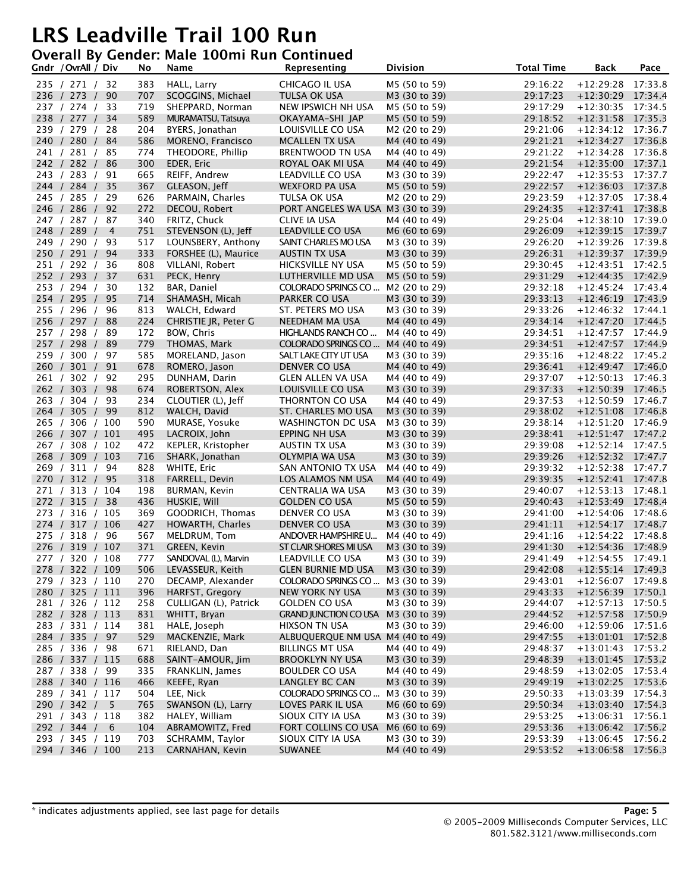# LRS Leadville Trail 100 Run

## Overall By Gender: Male 100mi Run Continued

| Gndr / OvrAll / Div | No | Name | Representing | Division | Total Time | Back | Pace |
|---|---|---|---|---|---|---|---|
| 235 / 271 / 32 | 383 | HALL, Larry | CHICAGO IL USA | M5 (50 to 59) | 29:16:22 | +12:29:28 | 17:33.8 |
| 236 / 273 / 90 | 707 | SCOGGINS, Michael | TULSA OK USA | M3 (30 to 39) | 29:17:23 | +12:30:29 | 17:34.4 |
| 237 / 274 / 33 | 719 | SHEPPARD, Norman | NEW IPSWICH NH USA | M5 (50 to 59) | 29:17:29 | +12:30:35 | 17:34.5 |
| 238 / 277 / 34 | 589 | MURAMATSU, Tatsuya | OKAYAMA-SHI JAP | M5 (50 to 59) | 29:18:52 | +12:31:58 | 17:35.3 |
| 239 / 279 / 28 | 204 | BYERS, Jonathan | LOUISVILLE CO USA | M2 (20 to 29) | 29:21:06 | +12:34:12 | 17:36.7 |
| 240 / 280 / 84 | 586 | MORENO, Francisco | MCALLEN TX USA | M4 (40 to 49) | 29:21:21 | +12:34:27 | 17:36.8 |
| 241 / 281 / 85 | 774 | THEODORE, Phillip | BRENTWOOD TN USA | M4 (40 to 49) | 29:21:22 | +12:34:28 | 17:36.8 |
| 242 / 282 / 86 | 300 | EDER, Eric | ROYAL OAK MI USA | M4 (40 to 49) | 29:21:54 | +12:35:00 | 17:37.1 |
| 243 / 283 / 91 | 665 | REIFF, Andrew | LEADVILLE CO USA | M3 (30 to 39) | 29:22:47 | +12:35:53 | 17:37.7 |
| 244 / 284 / 35 | 367 | GLEASON, Jeff | WEXFORD PA USA | M5 (50 to 59) | 29:22:57 | +12:36:03 | 17:37.8 |
| 245 / 285 / 29 | 626 | PARMAIN, Charles | TULSA OK USA | M2 (20 to 29) | 29:23:59 | +12:37:05 | 17:38.4 |
| 246 / 286 / 92 | 272 | DECOU, Robert | PORT ANGELES WA USA | M3 (30 to 39) | 29:24:35 | +12:37:41 | 17:38.8 |
| 247 / 287 / 87 | 340 | FRITZ, Chuck | CLIVE IA USA | M4 (40 to 49) | 29:25:04 | +12:38:10 | 17:39.0 |
| 248 / 289 / 4 | 751 | STEVENSON (L), Jeff | LEADVILLE CO USA | M6 (60 to 69) | 29:26:09 | +12:39:15 | 17:39.7 |
| 249 / 290 / 93 | 517 | LOUNSBERY, Anthony | SAINT CHARLES MO USA | M3 (30 to 39) | 29:26:20 | +12:39:26 | 17:39.8 |
| 250 / 291 / 94 | 333 | FORSHEE (L), Maurice | AUSTIN TX USA | M3 (30 to 39) | 29:26:31 | +12:39:37 | 17:39.9 |
| 251 / 292 / 36 | 808 | VILLANI, Robert | HICKSVILLE NY USA | M5 (50 to 59) | 29:30:45 | +12:43:51 | 17:42.5 |
| 252 / 293 / 37 | 631 | PECK, Henry | LUTHERVILLE MD USA | M5 (50 to 59) | 29:31:29 | +12:44:35 | 17:42.9 |
| 253 / 294 / 30 | 132 | BAR, Daniel | COLORADO SPRINGS CO ... | M2 (20 to 29) | 29:32:18 | +12:45:24 | 17:43.4 |
| 254 / 295 / 95 | 714 | SHAMASH, Micah | PARKER CO USA | M3 (30 to 39) | 29:33:13 | +12:46:19 | 17:43.9 |
| 255 / 296 / 96 | 813 | WALCH, Edward | ST. PETERS MO USA | M3 (30 to 39) | 29:33:26 | +12:46:32 | 17:44.1 |
| 256 / 297 / 88 | 224 | CHRISTIE JR, Peter G | NEEDHAM MA USA | M4 (40 to 49) | 29:34:14 | +12:47:20 | 17:44.5 |
| 257 / 298 / 89 | 172 | BOW, Chris | HIGHLANDS RANCH CO ... | M4 (40 to 49) | 29:34:51 | +12:47:57 | 17:44.9 |
| 257 / 298 / 89 | 779 | THOMAS, Mark | COLORADO SPRINGS CO ... | M4 (40 to 49) | 29:34:51 | +12:47:57 | 17:44.9 |
| 259 / 300 / 97 | 585 | MORELAND, Jason | SALT LAKE CITY UT USA | M3 (30 to 39) | 29:35:16 | +12:48:22 | 17:45.2 |
| 260 / 301 / 91 | 678 | ROMERO, Jason | DENVER CO USA | M4 (40 to 49) | 29:36:41 | +12:49:47 | 17:46.0 |
| 261 / 302 / 92 | 295 | DUNHAM, Darin | GLEN ALLEN VA USA | M4 (40 to 49) | 29:37:07 | +12:50:13 | 17:46.3 |
| 262 / 303 / 98 | 674 | ROBERTSON, Alex | LOUISVILLE CO USA | M3 (30 to 39) | 29:37:33 | +12:50:39 | 17:46.5 |
| 263 / 304 / 93 | 234 | CLOUTIER (L), Jeff | THORNTON CO USA | M4 (40 to 49) | 29:37:53 | +12:50:59 | 17:46.7 |
| 264 / 305 / 99 | 812 | WALCH, David | ST. CHARLES MO USA | M3 (30 to 39) | 29:38:02 | +12:51:08 | 17:46.8 |
| 265 / 306 / 100 | 590 | MURASE, Yosuke | WASHINGTON DC USA | M3 (30 to 39) | 29:38:14 | +12:51:20 | 17:46.9 |
| 266 / 307 / 101 | 495 | LACROIX, John | EPPING NH USA | M3 (30 to 39) | 29:38:41 | +12:51:47 | 17:47.2 |
| 267 / 308 / 102 | 472 | KEPLER, Kristopher | AUSTIN TX USA | M3 (30 to 39) | 29:39:08 | +12:52:14 | 17:47.5 |
| 268 / 309 / 103 | 716 | SHARK, Jonathan | OLYMPIA WA USA | M3 (30 to 39) | 29:39:26 | +12:52:32 | 17:47.7 |
| 269 / 311 / 94 | 828 | WHITE, Eric | SAN ANTONIO TX USA | M4 (40 to 49) | 29:39:32 | +12:52:38 | 17:47.7 |
| 270 / 312 / 95 | 318 | FARRELL, Devin | LOS ALAMOS NM USA | M4 (40 to 49) | 29:39:35 | +12:52:41 | 17:47.8 |
| 271 / 313 / 104 | 198 | BURMAN, Kevin | CENTRALIA WA USA | M3 (30 to 39) | 29:40:07 | +12:53:13 | 17:48.1 |
| 272 / 315 / 38 | 436 | HUSKIE, Will | GOLDEN CO USA | M5 (50 to 59) | 29:40:43 | +12:53:49 | 17:48.4 |
| 273 / 316 / 105 | 369 | GOODRICH, Thomas | DENVER CO USA | M3 (30 to 39) | 29:41:00 | +12:54:06 | 17:48.6 |
| 274 / 317 / 106 | 427 | HOWARTH, Charles | DENVER CO USA | M3 (30 to 39) | 29:41:11 | +12:54:17 | 17:48.7 |
| 275 / 318 / 96 | 567 | MELDRUM, Tom | ANDOVER HAMPSHIRE U... | M4 (40 to 49) | 29:41:16 | +12:54:22 | 17:48.8 |
| 276 / 319 / 107 | 371 | GREEN, Kevin | ST CLAIR SHORES MI USA | M3 (30 to 39) | 29:41:30 | +12:54:36 | 17:48.9 |
| 277 / 320 / 108 | 777 | SANDOVAL (L), Marvin | LEADVILLE CO USA | M3 (30 to 39) | 29:41:49 | +12:54:55 | 17:49.1 |
| 278 / 322 / 109 | 506 | LEVASSEUR, Keith | GLEN BURNIE MD USA | M3 (30 to 39) | 29:42:08 | +12:55:14 | 17:49.3 |
| 279 / 323 / 110 | 270 | DECAMP, Alexander | COLORADO SPRINGS CO ... | M3 (30 to 39) | 29:43:01 | +12:56:07 | 17:49.8 |
| 280 / 325 / 111 | 396 | HARFST, Gregory | NEW YORK NY USA | M3 (30 to 39) | 29:43:33 | +12:56:39 | 17:50.1 |
| 281 / 326 / 112 | 258 | CULLIGAN (L), Patrick | GOLDEN CO USA | M3 (30 to 39) | 29:44:07 | +12:57:13 | 17:50.5 |
| 282 / 328 / 113 | 831 | WHITT, Bryan | GRAND JUNCTION CO USA | M3 (30 to 39) | 29:44:52 | +12:57:58 | 17:50.9 |
| 283 / 331 / 114 | 381 | HALE, Joseph | HIXSON TN USA | M3 (30 to 39) | 29:46:00 | +12:59:06 | 17:51.6 |
| 284 / 335 / 97 | 529 | MACKENZIE, Mark | ALBUQUERQUE NM USA | M4 (40 to 49) | 29:47:55 | +13:01:01 | 17:52.8 |
| 285 / 336 / 98 | 671 | RIELAND, Dan | BILLINGS MT USA | M4 (40 to 49) | 29:48:37 | +13:01:43 | 17:53.2 |
| 286 / 337 / 115 | 688 | SAINT-AMOUR, Jim | BROOKLYN NY USA | M3 (30 to 39) | 29:48:39 | +13:01:45 | 17:53.2 |
| 287 / 338 / 99 | 335 | FRANKLIN, James | BOULDER CO USA | M4 (40 to 49) | 29:48:59 | +13:02:05 | 17:53.4 |
| 288 / 340 / 116 | 466 | KEEFE, Ryan | LANGLEY BC CAN | M3 (30 to 39) | 29:49:19 | +13:02:25 | 17:53.6 |
| 289 / 341 / 117 | 504 | LEE, Nick | COLORADO SPRINGS CO ... | M3 (30 to 39) | 29:50:33 | +13:03:39 | 17:54.3 |
| 290 / 342 / 5 | 765 | SWANSON (L), Larry | LOVES PARK IL USA | M6 (60 to 69) | 29:50:34 | +13:03:40 | 17:54.3 |
| 291 / 343 / 118 | 382 | HALEY, William | SIOUX CITY IA USA | M3 (30 to 39) | 29:53:25 | +13:06:31 | 17:56.1 |
| 292 / 344 / 6 | 104 | ABRAMOWITZ, Fred | FORT COLLINS CO USA | M6 (60 to 69) | 29:53:36 | +13:06:42 | 17:56.2 |
| 293 / 345 / 119 | 703 | SCHRAMM, Taylor | SIOUX CITY IA USA | M3 (30 to 39) | 29:53:39 | +13:06:45 | 17:56.2 |
| 294 / 346 / 100 | 213 | CARNAHAN, Kevin | SUWANEE | M4 (40 to 49) | 29:53:52 | +13:06:58 | 17:56.3 |

* indicates adjustments applied, see last page for details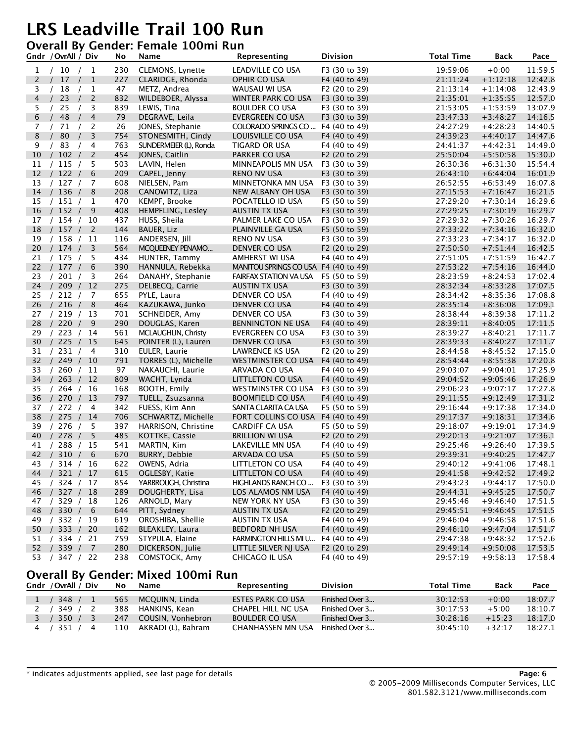# LRS Leadville Trail 100 Run

## Overall By Gender: Female 100mi Run

| Gndr / OvrAll / Div | No | Name | Representing | Division | Total Time | Back | Pace |
|---|---|---|---|---|---|---|---|
| 1 / 10 / 1 | 230 | CLEMONS, Lynette | LEADVILLE CO USA | F3 (30 to 39) | 19:59:06 | +0:00 | 11:59.5 |
| 2 / 17 / 1 | 227 | CLARIDGE, Rhonda | OPHIR CO USA | F4 (40 to 49) | 21:11:24 | +1:12:18 | 12:42.8 |
| 3 / 18 / 1 | 47 | METZ, Andrea | WAUSAU WI USA | F2 (20 to 29) | 21:13:14 | +1:14:08 | 12:43.9 |
| 4 / 23 / 2 | 832 | WILDEBOER, Alyssa | WINTER PARK CO USA | F3 (30 to 39) | 21:35:01 | +1:35:55 | 12:57.0 |
| 5 / 25 / 3 | 839 | LEWIS, Tina | BOULDER CO USA | F3 (30 to 39) | 21:53:05 | +1:53:59 | 13:07.9 |
| 6 / 48 / 4 | 79 | DEGRAVE, Leila | EVERGREEN CO USA | F3 (30 to 39) | 23:47:33 | +3:48:27 | 14:16.5 |
| 7 / 71 / 2 | 26 | JONES, Stephanie | COLORADO SPRINGS CO ... | F4 (40 to 49) | 24:27:29 | +4:28:23 | 14:40.5 |
| 8 / 80 / 3 | 754 | STONESMITH, Cindy | LOUISVILLE CO USA | F4 (40 to 49) | 24:39:23 | +4:40:17 | 14:47.6 |
| 9 / 83 / 4 | 763 | SUNDERMEIER (L), Ronda | TIGARD OR USA | F4 (40 to 49) | 24:41:37 | +4:42:31 | 14:49.0 |
| 10 / 102 / 2 | 454 | JONES, Caitlin | PARKER CO USA | F2 (20 to 29) | 25:50:04 | +5:50:58 | 15:30.0 |
| 11 / 115 / 5 | 503 | LAVIN, Helen | MINNEAPOLIS MN USA | F3 (30 to 39) | 26:30:36 | +6:31:30 | 15:54.4 |
| 12 / 122 / 6 | 209 | CAPEL, Jenny | RENO NV USA | F3 (30 to 39) | 26:43:10 | +6:44:04 | 16:01.9 |
| 13 / 127 / 7 | 608 | NIELSEN, Pam | MINNETONKA MN USA | F3 (30 to 39) | 26:52:55 | +6:53:49 | 16:07.8 |
| 14 / 136 / 8 | 208 | CANOWITZ, Liza | NEW ALBANY OH USA | F3 (30 to 39) | 27:15:53 | +7:16:47 | 16:21.5 |
| 15 / 151 / 1 | 470 | KEMPF, Brooke | POCATELLO ID USA | F5 (50 to 59) | 27:29:20 | +7:30:14 | 16:29.6 |
| 16 / 152 / 9 | 408 | HEMPFLING, Lesley | AUSTIN TX USA | F3 (30 to 39) | 27:29:25 | +7:30:19 | 16:29.7 |
| 17 / 154 / 10 | 437 | HUSS, Sheila | PALMER LAKE CO USA | F3 (30 to 39) | 27:29:32 | +7:30:26 | 16:29.7 |
| 18 / 157 / 2 | 144 | BAUER, Liz | PLAINVILLE GA USA | F5 (50 to 59) | 27:33:22 | +7:34:16 | 16:32.0 |
| 19 / 158 / 11 | 116 | ANDERSEN, Jill | RENO NV USA | F3 (30 to 39) | 27:33:23 | +7:34:17 | 16:32.0 |
| 20 / 174 / 3 | 564 | MCQUEENEY PENAMO... | DENVER CO USA | F2 (20 to 29) | 27:50:50 | +7:51:44 | 16:42.5 |
| 21 / 175 / 5 | 434 | HUNTER, Tammy | AMHERST WI USA | F4 (40 to 49) | 27:51:05 | +7:51:59 | 16:42.7 |
| 22 / 177 / 6 | 390 | HANNULA, Rebekka | MANITOU SPRINGS CO USA | F4 (40 to 49) | 27:53:22 | +7:54:16 | 16:44.0 |
| 23 / 201 / 3 | 264 | DANAHY, Stephanie | FAIRFAX STATION VA USA | F5 (50 to 59) | 28:23:59 | +8:24:53 | 17:02.4 |
| 24 / 209 / 12 | 275 | DELBECQ, Carrie | AUSTIN TX USA | F3 (30 to 39) | 28:32:34 | +8:33:28 | 17:07.5 |
| 25 / 212 / 7 | 655 | PYLE, Laura | DENVER CO USA | F4 (40 to 49) | 28:34:42 | +8:35:36 | 17:08.8 |
| 26 / 216 / 8 | 464 | KAZUKAWA, Junko | DENVER CO USA | F4 (40 to 49) | 28:35:14 | +8:36:08 | 17:09.1 |
| 27 / 219 / 13 | 701 | SCHNEIDER, Amy | DENVER CO USA | F3 (30 to 39) | 28:38:44 | +8:39:38 | 17:11.2 |
| 28 / 220 / 9 | 290 | DOUGLAS, Karen | BENNINGTON NE USA | F4 (40 to 49) | 28:39:11 | +8:40:05 | 17:11.5 |
| 29 / 223 / 14 | 561 | MCLAUGHLIN, Christy | EVERGREEN CO USA | F3 (30 to 39) | 28:39:27 | +8:40:21 | 17:11.7 |
| 30 / 225 / 15 | 645 | POINTER (L), Lauren | DENVER CO USA | F3 (30 to 39) | 28:39:33 | +8:40:27 | 17:11.7 |
| 31 / 231 / 4 | 310 | EULER, Laurie | LAWRENCE KS USA | F2 (20 to 29) | 28:44:58 | +8:45:52 | 17:15.0 |
| 32 / 249 / 10 | 791 | TORRES (L), Michelle | WESTMINSTER CO USA | F4 (40 to 49) | 28:54:44 | +8:55:38 | 17:20.8 |
| 33 / 260 / 11 | 97 | NAKAUCHI, Laurie | ARVADA CO USA | F4 (40 to 49) | 29:03:07 | +9:04:01 | 17:25.9 |
| 34 / 263 / 12 | 809 | WACHT, Lynda | LITTLETON CO USA | F4 (40 to 49) | 29:04:52 | +9:05:46 | 17:26.9 |
| 35 / 264 / 16 | 168 | BOOTH, Emily | WESTMINSTER CO USA | F3 (30 to 39) | 29:06:23 | +9:07:17 | 17:27.8 |
| 36 / 270 / 13 | 797 | TUELL, Zsuzsanna | BOOMFIELD CO USA | F4 (40 to 49) | 29:11:55 | +9:12:49 | 17:31.2 |
| 37 / 272 / 4 | 342 | FUESS, Kim Ann | SANTA CLARITA CA USA | F5 (50 to 59) | 29:16:44 | +9:17:38 | 17:34.0 |
| 38 / 275 / 14 | 706 | SCHWARTZ, Michelle | FORT COLLINS CO USA | F4 (40 to 49) | 29:17:37 | +9:18:31 | 17:34.6 |
| 39 / 276 / 5 | 397 | HARRISON, Christine | CARDIFF CA USA | F5 (50 to 59) | 29:18:07 | +9:19:01 | 17:34.9 |
| 40 / 278 / 5 | 485 | KOTTKE, Cassie | BRILLION WI USA | F2 (20 to 29) | 29:20:13 | +9:21:07 | 17:36.1 |
| 41 / 288 / 15 | 541 | MARTIN, Kim | LAKEVILLE MN USA | F4 (40 to 49) | 29:25:46 | +9:26:40 | 17:39.5 |
| 42 / 310 / 6 | 670 | BURRY, Debbie | ARVADA CO USA | F5 (50 to 59) | 29:39:31 | +9:40:25 | 17:47.7 |
| 43 / 314 / 16 | 622 | OWENS, Adria | LITTLETON CO USA | F4 (40 to 49) | 29:40:12 | +9:41:06 | 17:48.1 |
| 44 / 321 / 17 | 615 | OGLESBY, Katie | LITTLETON CO USA | F4 (40 to 49) | 29:41:58 | +9:42:52 | 17:49.2 |
| 45 / 324 / 17 | 854 | YARBROUGH, Christina | HIGHLANDS RANCH CO ... | F3 (30 to 39) | 29:43:23 | +9:44:17 | 17:50.0 |
| 46 / 327 / 18 | 289 | DOUGHERTY, Lisa | LOS ALAMOS NM USA | F4 (40 to 49) | 29:44:31 | +9:45:25 | 17:50.7 |
| 47 / 329 / 18 | 126 | ARNOLD, Mary | NEW YORK NY USA | F3 (30 to 39) | 29:45:46 | +9:46:40 | 17:51.5 |
| 48 / 330 / 6 | 644 | PITT, Sydney | AUSTIN TX USA | F2 (20 to 29) | 29:45:51 | +9:46:45 | 17:51.5 |
| 49 / 332 / 19 | 619 | OROSHIBA, Shellie | AUSTIN TX USA | F4 (40 to 49) | 29:46:04 | +9:46:58 | 17:51.6 |
| 50 / 333 / 20 | 162 | BLEAKLEY, Laura | BEDFORD NH USA | F4 (40 to 49) | 29:46:10 | +9:47:04 | 17:51.7 |
| 51 / 334 / 21 | 759 | STYPULA, Elaine | FARMINGTON HILLS MI U... | F4 (40 to 49) | 29:47:38 | +9:48:32 | 17:52.6 |
| 52 / 339 / 7 | 280 | DICKERSON, Julie | LITTLE SILVER NJ USA | F2 (20 to 29) | 29:49:14 | +9:50:08 | 17:53.5 |
| 53 / 347 / 22 | 238 | COMSTOCK, Amy | CHICAGO IL USA | F4 (40 to 49) | 29:57:19 | +9:58:13 | 17:58.4 |

## Overall By Gender: Mixed 100mi Run

| Gndr / OvrAll / Div | No | Name | Representing | Division | Total Time | Back | Pace |
|---|---|---|---|---|---|---|---|
| 1 / 348 / 1 | 565 | MCQUINN, Linda | ESTES PARK CO USA | Finished Over 3... | 30:12:53 | +0:00 | 18:07.7 |
| 2 / 349 / 2 | 388 | HANKINS, Kean | CHAPEL HILL NC USA | Finished Over 3... | 30:17:53 | +5:00 | 18:10.7 |
| 3 / 350 / 3 | 247 | COUSIN, Vonhebron | BOULDER CO USA | Finished Over 3... | 30:28:16 | +15:23 | 18:17.0 |
| 4 / 351 / 4 | 110 | AKRADI (L), Bahram | CHANHASSEN MN USA | Finished Over 3... | 30:45:10 | +32:17 | 18:27.1 |

* indicates adjustments applied, see last page for details

© 2005-2009 Milliseconds Computer Services, LLC
801.582.3121/www.milliseconds.com